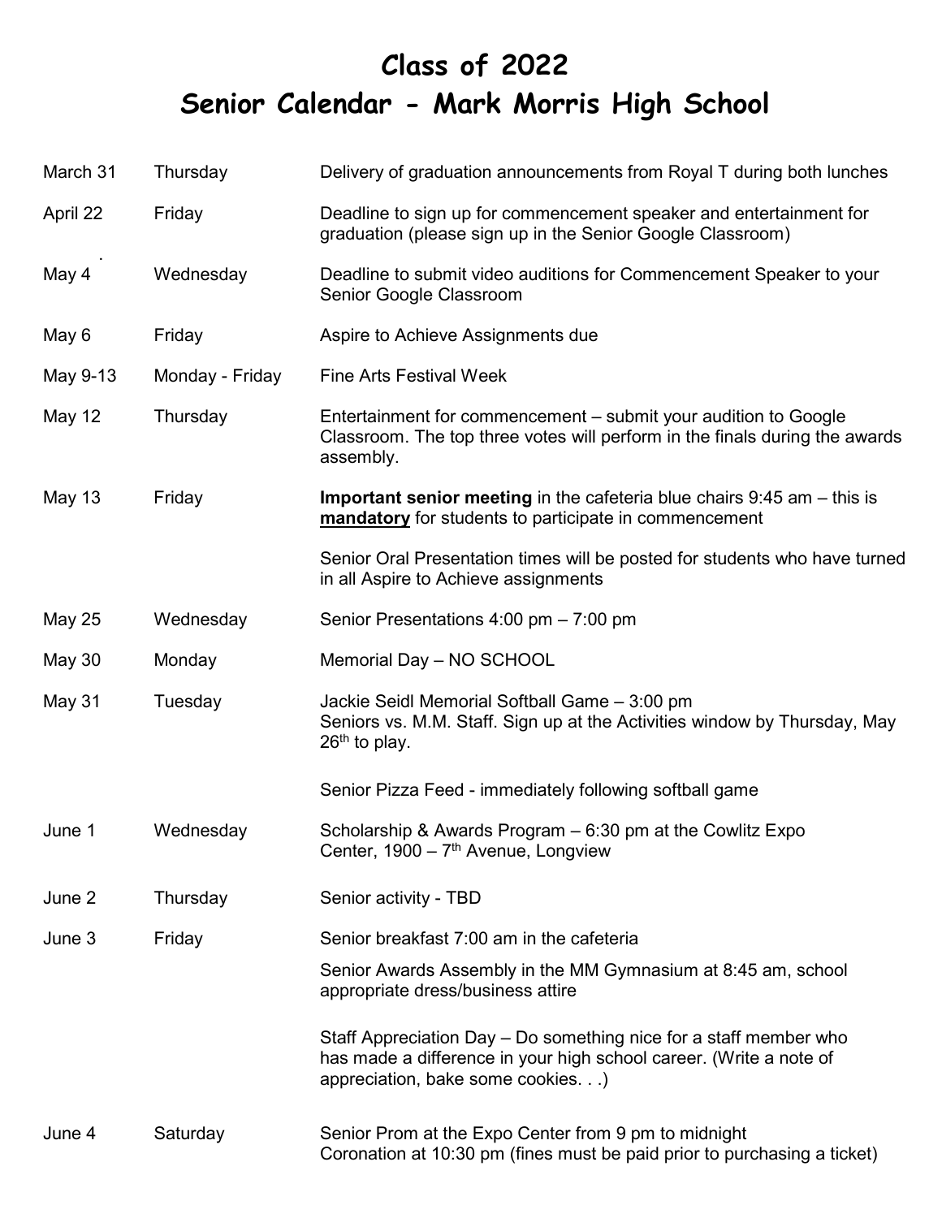# Class of 2022
# Senior Calendar - Mark Morris High School

| | | |
|---|---|---|
| March 31 | Thursday | Delivery of graduation announcements from Royal T during both lunches |
| April 22 | Friday | Deadline to sign up for commencement speaker and entertainment for graduation (please sign up in the Senior Google Classroom) |
| May 4 | Wednesday | Deadline to submit video auditions for Commencement Speaker to your Senior Google Classroom |
| May 6 | Friday | Aspire to Achieve Assignments due |
| May 9-13 | Monday - Friday | Fine Arts Festival Week |
| May 12 | Thursday | Entertainment for commencement – submit your audition to Google Classroom. The top three votes will perform in the finals during the awards assembly. |
| May 13 | Friday | **Important senior meeting** in the cafeteria blue chairs 9:45 am – this is **mandatory** for students to participate in commencement<br><br>Senior Oral Presentation times will be posted for students who have turned in all Aspire to Achieve assignments |
| May 25 | Wednesday | Senior Presentations 4:00 pm – 7:00 pm |
| May 30 | Monday | Memorial Day – NO SCHOOL |
| May 31 | Tuesday | Jackie Seidl Memorial Softball Game – 3:00 pm<br>Seniors vs. M.M. Staff. Sign up at the Activities window by Thursday, May 26th to play.<br><br>Senior Pizza Feed - immediately following softball game |
| June 1 | Wednesday | Scholarship & Awards Program – 6:30 pm at the Cowlitz Expo Center, 1900 – 7th Avenue, Longview |
| June 2 | Thursday | Senior activity - TBD |
| June 3 | Friday | Senior breakfast 7:00 am in the cafeteria<br><br>Senior Awards Assembly in the MM Gymnasium at 8:45 am, school appropriate dress/business attire<br><br>Staff Appreciation Day – Do something nice for a staff member who has made a difference in your high school career. (Write a note of appreciation, bake some cookies. . .) |
| June 4 | Saturday | Senior Prom at the Expo Center from 9 pm to midnight<br>Coronation at 10:30 pm (fines must be paid prior to purchasing a ticket) |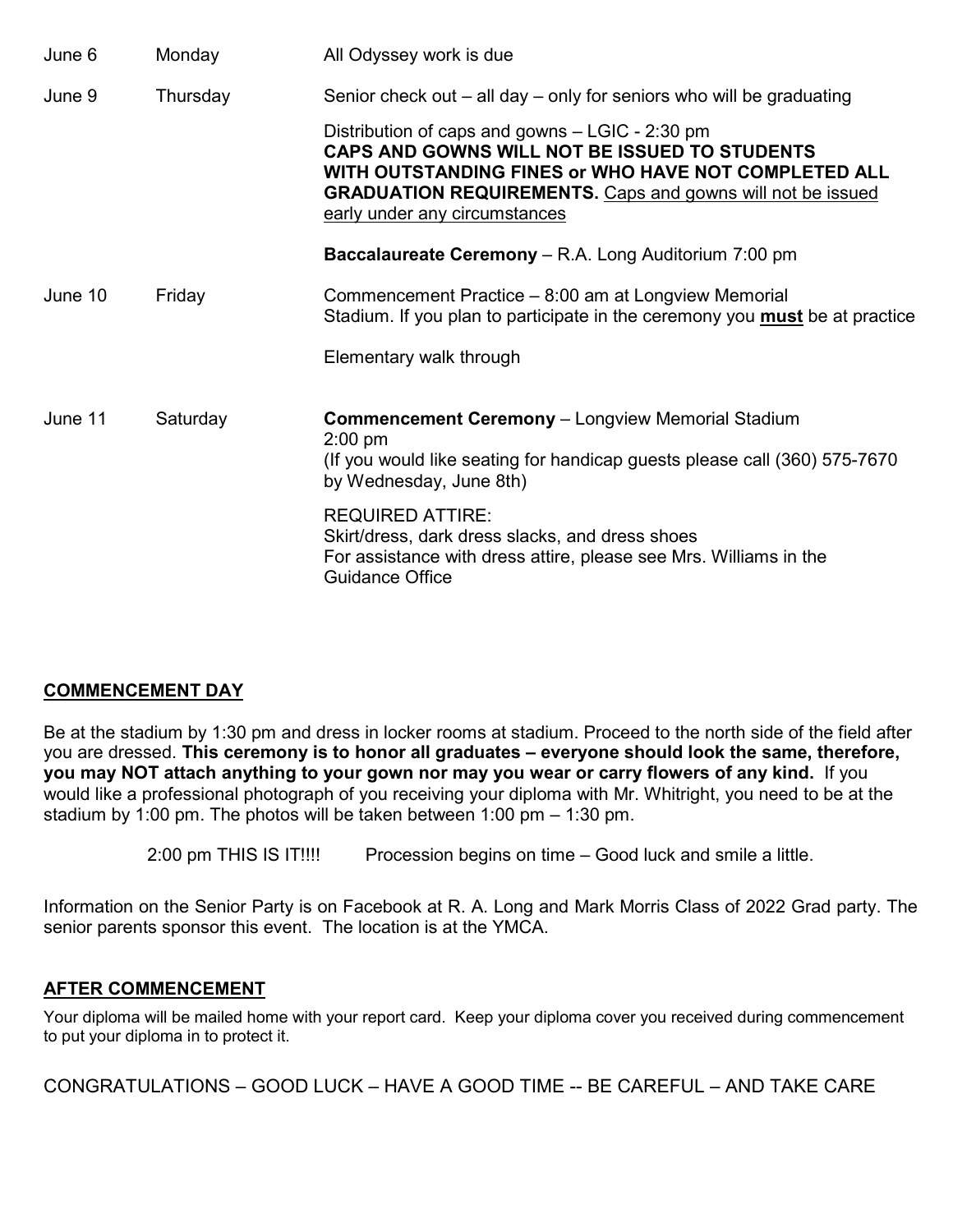| | | |
|---|---|---|
| June 6 | Monday | All Odyssey work is due |
| June 9 | Thursday | Senior check out – all day – only for seniors who will be graduating |
| | | Distribution of caps and gowns – LGIC - 2:30 pm **CAPS AND GOWNS WILL NOT BE ISSUED TO STUDENTS WITH OUTSTANDING FINES or WHO HAVE NOT COMPLETED ALL GRADUATION REQUIREMENTS.** <u>Caps and gowns will not be issued early under any circumstances</u> |
| | | **Baccalaureate Ceremony** – R.A. Long Auditorium 7:00 pm |
| June 10 | Friday | Commencement Practice – 8:00 am at Longview Memorial Stadium. If you plan to participate in the ceremony you **<u>must</u>** be at practice |
| | | Elementary walk through |
| June 11 | Saturday | **Commencement Ceremony** – Longview Memorial Stadium 2:00 pm (If you would like seating for handicap guests please call (360) 575-7670 by Wednesday, June 8th) |
| | | REQUIRED ATTIRE: Skirt/dress, dark dress slacks, and dress shoes For assistance with dress attire, please see Mrs. Williams in the Guidance Office |

## <u>COMMENCEMENT DAY</u>

Be at the stadium by 1:30 pm and dress in locker rooms at stadium. Proceed to the north side of the field after you are dressed. **This ceremony is to honor all graduates – everyone should look the same, therefore, you may NOT attach anything to your gown nor may you wear or carry flowers of any kind.** If you would like a professional photograph of you receiving your diploma with Mr. Whitright, you need to be at the stadium by 1:00 pm. The photos will be taken between 1:00 pm – 1:30 pm.

2:00 pm THIS IS IT!!!! Procession begins on time – Good luck and smile a little.

Information on the Senior Party is on Facebook at R. A. Long and Mark Morris Class of 2022 Grad party. The senior parents sponsor this event. The location is at the YMCA.

## <u>AFTER COMMENCEMENT</u>

Your diploma will be mailed home with your report card. Keep your diploma cover you received during commencement to put your diploma in to protect it.

CONGRATULATIONS – GOOD LUCK – HAVE A GOOD TIME -- BE CAREFUL – AND TAKE CARE